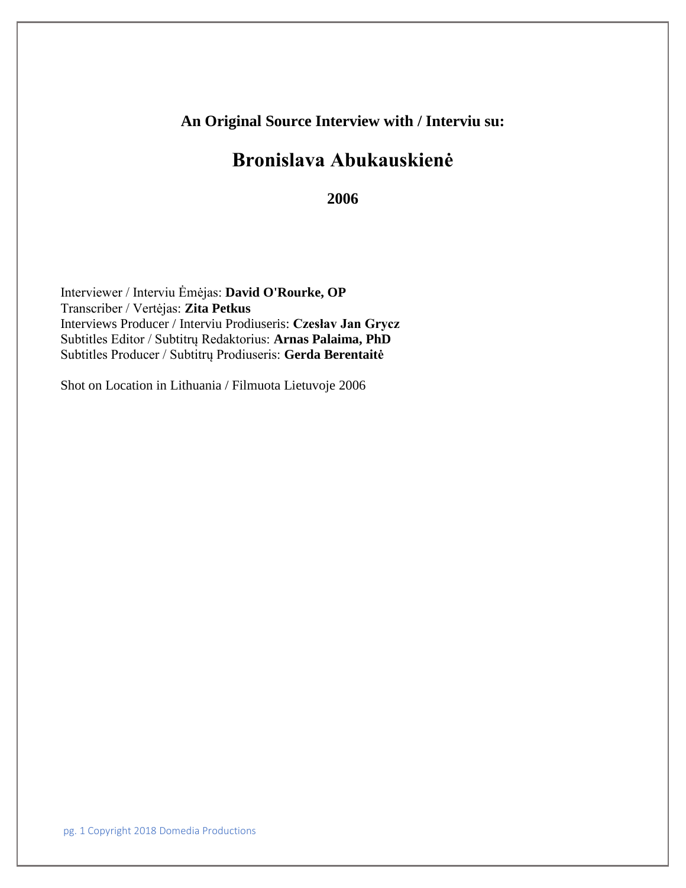**An Original Source Interview with / Interviu su:**

# Bronislava Abukauskienė

**2006**

Interviewer / Interviu Ėmėjas: **David O'Rourke, OP**
Transcriber / Vertėjas: **Zita Petkus**
Interviews Producer / Interviu Prodiuseris: **Czesłav Jan Grycz**
Subtitles Editor / Subtitrų Redaktorius: **Arnas Palaima, PhD**
Subtitles Producer / Subtitrų Prodiuseris: **Gerda Berentaitė**

Shot on Location in Lithuania / Filmuota Lietuvoje 2006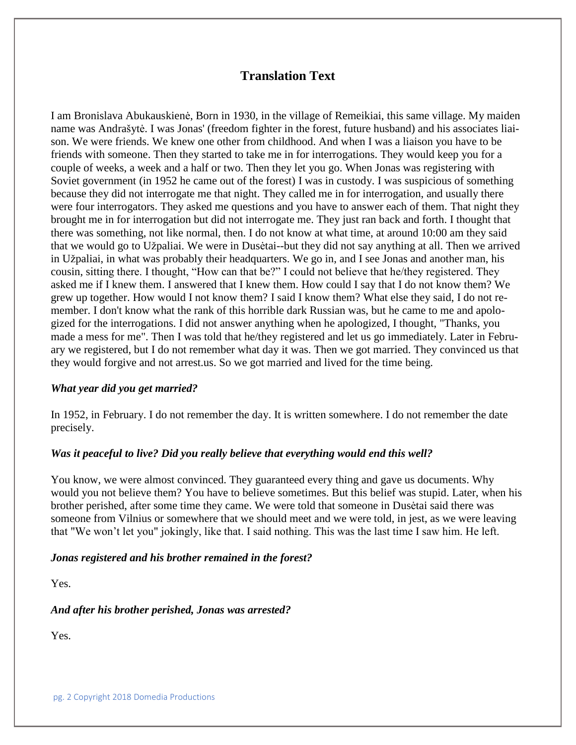## Translation Text

I am Bronislava Abukauskienė, Born in 1930, in the village of Remeikiai, this same village. My maiden name was Andrašytė. I was Jonas' (freedom fighter in the forest, future husband) and his associates liaison. We were friends. We knew one other from childhood. And when I was a liaison you have to be friends with someone. Then they started to take me in for interrogations. They would keep you for a couple of weeks, a week and a half or two. Then they let you go. When Jonas was registering with Soviet government (in 1952 he came out of the forest) I was in custody. I was suspicious of something because they did not interrogate me that night. They called me in for interrogation, and usually there were four interrogators. They asked me questions and you have to answer each of them. That night they brought me in for interrogation but did not interrogate me. They just ran back and forth. I thought that there was something, not like normal, then. I do not know at what time, at around 10:00 am they said that we would go to Užpaliai. We were in Dusėtai--but they did not say anything at all. Then we arrived in Užpaliai, in what was probably their headquarters. We go in, and I see Jonas and another man, his cousin, sitting there. I thought, "How can that be?" I could not believe that he/they registered. They asked me if I knew them. I answered that I knew them. How could I say that I do not know them? We grew up together. How would I not know them? I said I know them? What else they said, I do not remember. I don't know what the rank of this horrible dark Russian was, but he came to me and apologized for the interrogations. I did not answer anything when he apologized, I thought, "Thanks, you made a mess for me". Then I was told that he/they registered and let us go immediately. Later in February we registered, but I do not remember what day it was. Then we got married. They convinced us that they would forgive and not arrest.us. So we got married and lived for the time being.

***What year did you get married?***

In 1952, in February. I do not remember the day. It is written somewhere. I do not remember the date precisely.

***Was it peaceful to live? Did you really believe that everything would end this well?***

You know, we were almost convinced. They guaranteed every thing and gave us documents. Why would you not believe them? You have to believe sometimes. But this belief was stupid. Later, when his brother perished, after some time they came. We were told that someone in Dusėtai said there was someone from Vilnius or somewhere that we should meet and we were told, in jest, as we were leaving that "We won't let you" jokingly, like that. I said nothing. This was the last time I saw him. He left.

***Jonas registered and his brother remained in the forest?***

Yes.

***And after his brother perished, Jonas was arrested?***

Yes.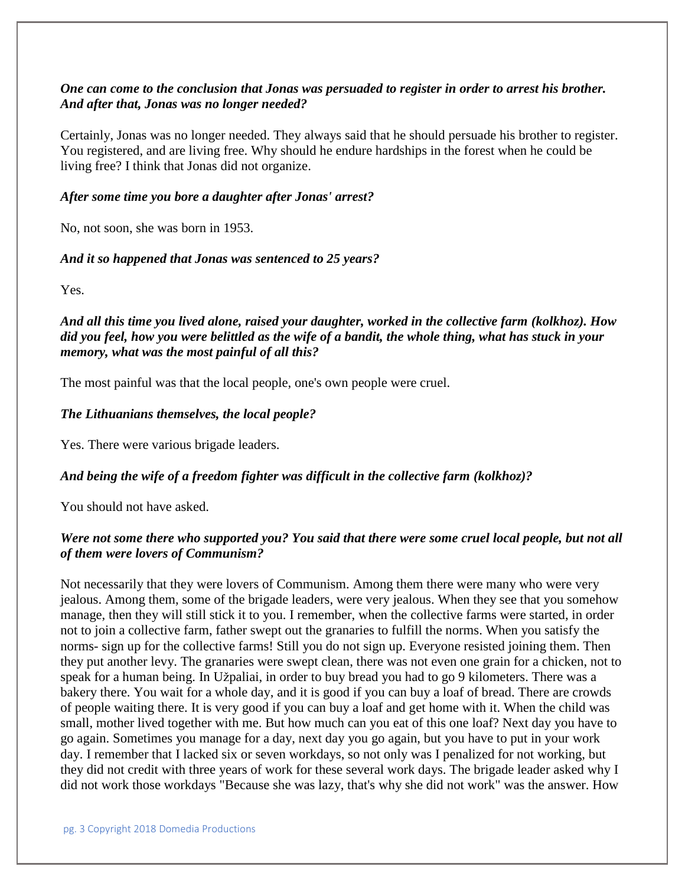*One can come to the conclusion that Jonas was persuaded to register in order to arrest his brother. And after that, Jonas was no longer needed?*

Certainly, Jonas was no longer needed. They always said that he should persuade his brother to register. You registered, and are living free. Why should he endure hardships in the forest when he could be living free? I think that Jonas did not organize.

***After some time you bore a daughter after Jonas' arrest?***

No, not soon, she was born in 1953.

***And it so happened that Jonas was sentenced to 25 years?***

Yes.

***And all this time you lived alone, raised your daughter, worked in the collective farm (kolkhoz). How did you feel, how you were belittled as the wife of a bandit, the whole thing, what has stuck in your memory, what was the most painful of all this?***

The most painful was that the local people, one's own people were cruel.

***The Lithuanians themselves, the local people?***

Yes. There were various brigade leaders.

***And being the wife of a freedom fighter was difficult in the collective farm (kolkhoz)?***

You should not have asked.

***Were not some there who supported you? You said that there were some cruel local people, but not all of them were lovers of Communism?***

Not necessarily that they were lovers of Communism. Among them there were many who were very jealous. Among them, some of the brigade leaders, were very jealous. When they see that you somehow manage, then they will still stick it to you. I remember, when the collective farms were started, in order not to join a collective farm, father swept out the granaries to fulfill the norms. When you satisfy the norms- sign up for the collective farms! Still you do not sign up. Everyone resisted joining them. Then they put another levy. The granaries were swept clean, there was not even one grain for a chicken, not to speak for a human being. In Užpaliai, in order to buy bread you had to go 9 kilometers. There was a bakery there. You wait for a whole day, and it is good if you can buy a loaf of bread. There are crowds of people waiting there. It is very good if you can buy a loaf and get home with it. When the child was small, mother lived together with me. But how much can you eat of this one loaf? Next day you have to go again. Sometimes you manage for a day, next day you go again, but you have to put in your work day. I remember that I lacked six or seven workdays, so not only was I penalized for not working, but they did not credit with three years of work for these several work days. The brigade leader asked why I did not work those workdays "Because she was lazy, that's why she did not work" was the answer. How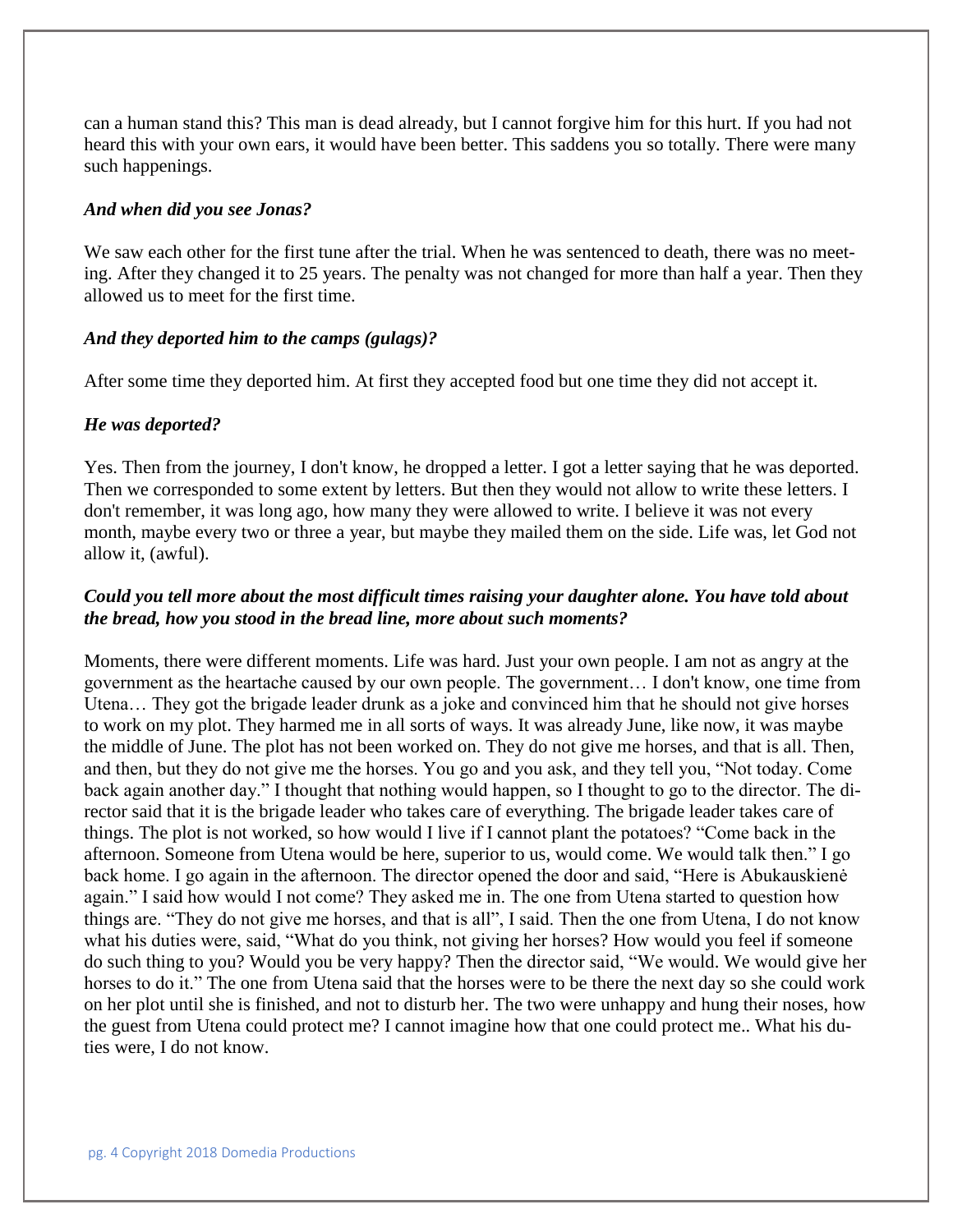can a human stand this? This man is dead already, but I cannot forgive him for this hurt. If you had not heard this with your own ears, it would have been better. This saddens you so totally. There were many such happenings.

***And when did you see Jonas?***

We saw each other for the first tune after the trial. When he was sentenced to death, there was no meeting. After they changed it to 25 years. The penalty was not changed for more than half a year. Then they allowed us to meet for the first time.

***And they deported him to the camps (gulags)?***

After some time they deported him. At first they accepted food but one time they did not accept it.

***He was deported?***

Yes. Then from the journey, I don't know, he dropped a letter. I got a letter saying that he was deported. Then we corresponded to some extent by letters. But then they would not allow to write these letters. I don't remember, it was long ago, how many they were allowed to write. I believe it was not every month, maybe every two or three a year, but maybe they mailed them on the side. Life was, let God not allow it, (awful).

***Could you tell more about the most difficult times raising your daughter alone. You have told about the bread, how you stood in the bread line, more about such moments?***

Moments, there were different moments. Life was hard. Just your own people. I am not as angry at the government as the heartache caused by our own people. The government… I don't know, one time from Utena… They got the brigade leader drunk as a joke and convinced him that he should not give horses to work on my plot. They harmed me in all sorts of ways. It was already June, like now, it was maybe the middle of June. The plot has not been worked on. They do not give me horses, and that is all. Then, and then, but they do not give me the horses. You go and you ask, and they tell you, "Not today. Come back again another day." I thought that nothing would happen, so I thought to go to the director. The director said that it is the brigade leader who takes care of everything. The brigade leader takes care of things. The plot is not worked, so how would I live if I cannot plant the potatoes? "Come back in the afternoon. Someone from Utena would be here, superior to us, would come. We would talk then." I go back home. I go again in the afternoon. The director opened the door and said, "Here is Abukauskienė again." I said how would I not come? They asked me in. The one from Utena started to question how things are. "They do not give me horses, and that is all", I said. Then the one from Utena, I do not know what his duties were, said, "What do you think, not giving her horses? How would you feel if someone do such thing to you? Would you be very happy? Then the director said, "We would. We would give her horses to do it." The one from Utena said that the horses were to be there the next day so she could work on her plot until she is finished, and not to disturb her. The two were unhappy and hung their noses, how the guest from Utena could protect me? I cannot imagine how that one could protect me.. What his duties were, I do not know.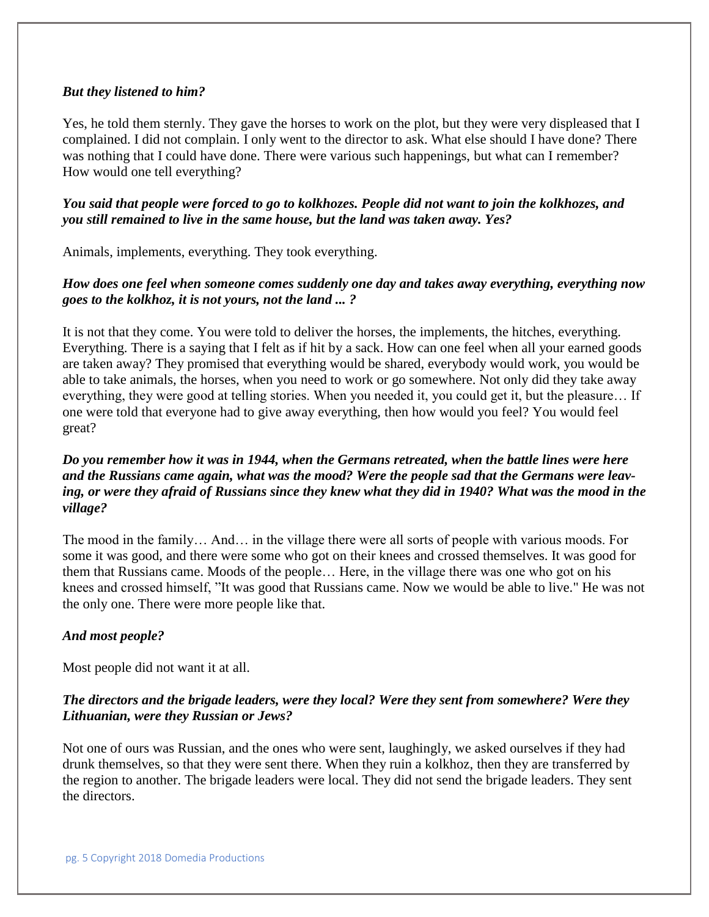***But they listened to him?***

Yes, he told them sternly. They gave the horses to work on the plot, but they were very displeased that I complained. I did not complain. I only went to the director to ask. What else should I have done? There was nothing that I could have done. There were various such happenings, but what can I remember? How would one tell everything?

***You said that people were forced to go to kolkhozes. People did not want to join the kolkhozes, and you still remained to live in the same house, but the land was taken away. Yes?***

Animals, implements, everything. They took everything.

***How does one feel when someone comes suddenly one day and takes away everything, everything now goes to the kolkhoz, it is not yours, not the land ... ?***

It is not that they come. You were told to deliver the horses, the implements, the hitches, everything. Everything. There is a saying that I felt as if hit by a sack. How can one feel when all your earned goods are taken away? They promised that everything would be shared, everybody would work, you would be able to take animals, the horses, when you need to work or go somewhere. Not only did they take away everything, they were good at telling stories. When you needed it, you could get it, but the pleasure… If one were told that everyone had to give away everything, then how would you feel? You would feel great?

***Do you remember how it was in 1944, when the Germans retreated, when the battle lines were here and the Russians came again, what was the mood? Were the people sad that the Germans were leaving, or were they afraid of Russians since they knew what they did in 1940? What was the mood in the village?***

The mood in the family… And… in the village there were all sorts of people with various moods. For some it was good, and there were some who got on their knees and crossed themselves. It was good for them that Russians came. Moods of the people… Here, in the village there was one who got on his knees and crossed himself, "It was good that Russians came. Now we would be able to live." He was not the only one. There were more people like that.

***And most people?***

Most people did not want it at all.

***The directors and the brigade leaders, were they local? Were they sent from somewhere? Were they Lithuanian, were they Russian or Jews?***

Not one of ours was Russian, and the ones who were sent, laughingly, we asked ourselves if they had drunk themselves, so that they were sent there. When they ruin a kolkhoz, then they are transferred by the region to another. The brigade leaders were local. They did not send the brigade leaders. They sent the directors.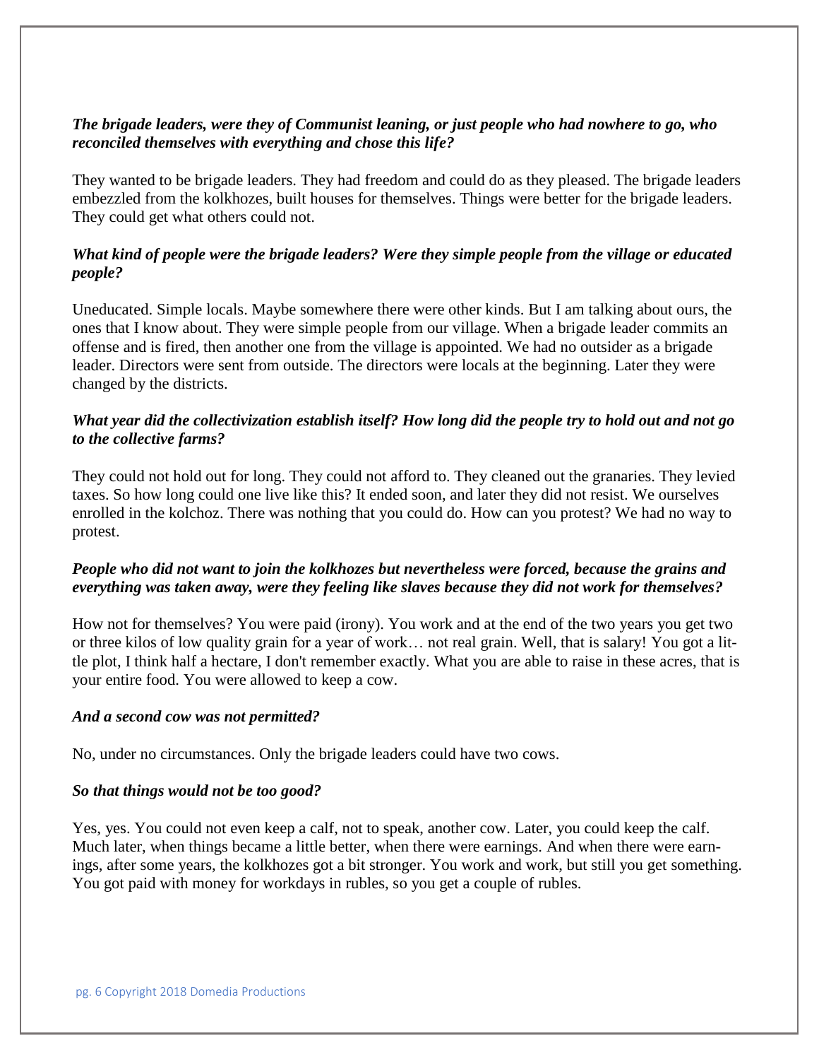***The brigade leaders, were they of Communist leaning, or just people who had nowhere to go, who reconciled themselves with everything and chose this life?***

They wanted to be brigade leaders. They had freedom and could do as they pleased. The brigade leaders embezzled from the kolkhozes, built houses for themselves. Things were better for the brigade leaders. They could get what others could not.

***What kind of people were the brigade leaders? Were they simple people from the village or educated people?***

Uneducated. Simple locals. Maybe somewhere there were other kinds. But I am talking about ours, the ones that I know about. They were simple people from our village. When a brigade leader commits an offense and is fired, then another one from the village is appointed. We had no outsider as a brigade leader. Directors were sent from outside. The directors were locals at the beginning. Later they were changed by the districts.

***What year did the collectivization establish itself? How long did the people try to hold out and not go to the collective farms?***

They could not hold out for long. They could not afford to. They cleaned out the granaries. They levied taxes. So how long could one live like this? It ended soon, and later they did not resist. We ourselves enrolled in the kolchoz. There was nothing that you could do. How can you protest? We had no way to protest.

***People who did not want to join the kolkhozes but nevertheless were forced, because the grains and everything was taken away, were they feeling like slaves because they did not work for themselves?***

How not for themselves? You were paid (irony). You work and at the end of the two years you get two or three kilos of low quality grain for a year of work… not real grain. Well, that is salary! You got a little plot, I think half a hectare, I don't remember exactly. What you are able to raise in these acres, that is your entire food. You were allowed to keep a cow.

***And a second cow was not permitted?***

No, under no circumstances. Only the brigade leaders could have two cows.

***So that things would not be too good?***

Yes, yes. You could not even keep a calf, not to speak, another cow. Later, you could keep the calf. Much later, when things became a little better, when there were earnings. And when there were earnings, after some years, the kolkhozes got a bit stronger. You work and work, but still you get something. You got paid with money for workdays in rubles, so you get a couple of rubles.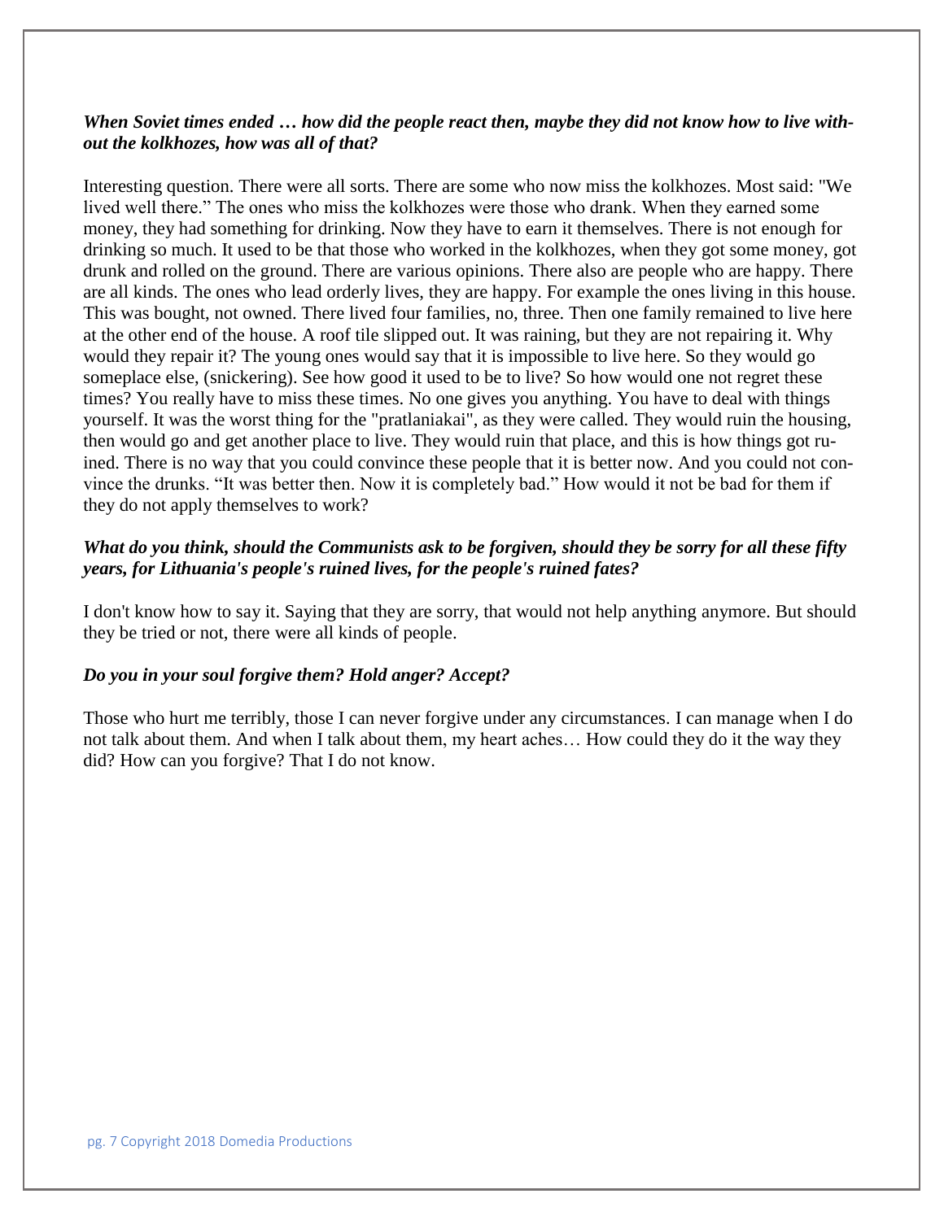***When Soviet times ended … how did the people react then, maybe they did not know how to live without the kolkhozes, how was all of that?***

Interesting question. There were all sorts. There are some who now miss the kolkhozes. Most said: "We lived well there." The ones who miss the kolkhozes were those who drank. When they earned some money, they had something for drinking. Now they have to earn it themselves. There is not enough for drinking so much. It used to be that those who worked in the kolkhozes, when they got some money, got drunk and rolled on the ground. There are various opinions. There also are people who are happy. There are all kinds. The ones who lead orderly lives, they are happy. For example the ones living in this house. This was bought, not owned. There lived four families, no, three. Then one family remained to live here at the other end of the house. A roof tile slipped out. It was raining, but they are not repairing it. Why would they repair it? The young ones would say that it is impossible to live here. So they would go someplace else, (snickering). See how good it used to be to live? So how would one not regret these times? You really have to miss these times. No one gives you anything. You have to deal with things yourself. It was the worst thing for the "pratlaniakai", as they were called. They would ruin the housing, then would go and get another place to live. They would ruin that place, and this is how things got ruined. There is no way that you could convince these people that it is better now. And you could not convince the drunks. "It was better then. Now it is completely bad." How would it not be bad for them if they do not apply themselves to work?

***What do you think, should the Communists ask to be forgiven, should they be sorry for all these fifty years, for Lithuania's people's ruined lives, for the people's ruined fates?***

I don't know how to say it. Saying that they are sorry, that would not help anything anymore. But should they be tried or not, there were all kinds of people.

***Do you in your soul forgive them? Hold anger? Accept?***

Those who hurt me terribly, those I can never forgive under any circumstances. I can manage when I do not talk about them. And when I talk about them, my heart aches… How could they do it the way they did? How can you forgive? That I do not know.